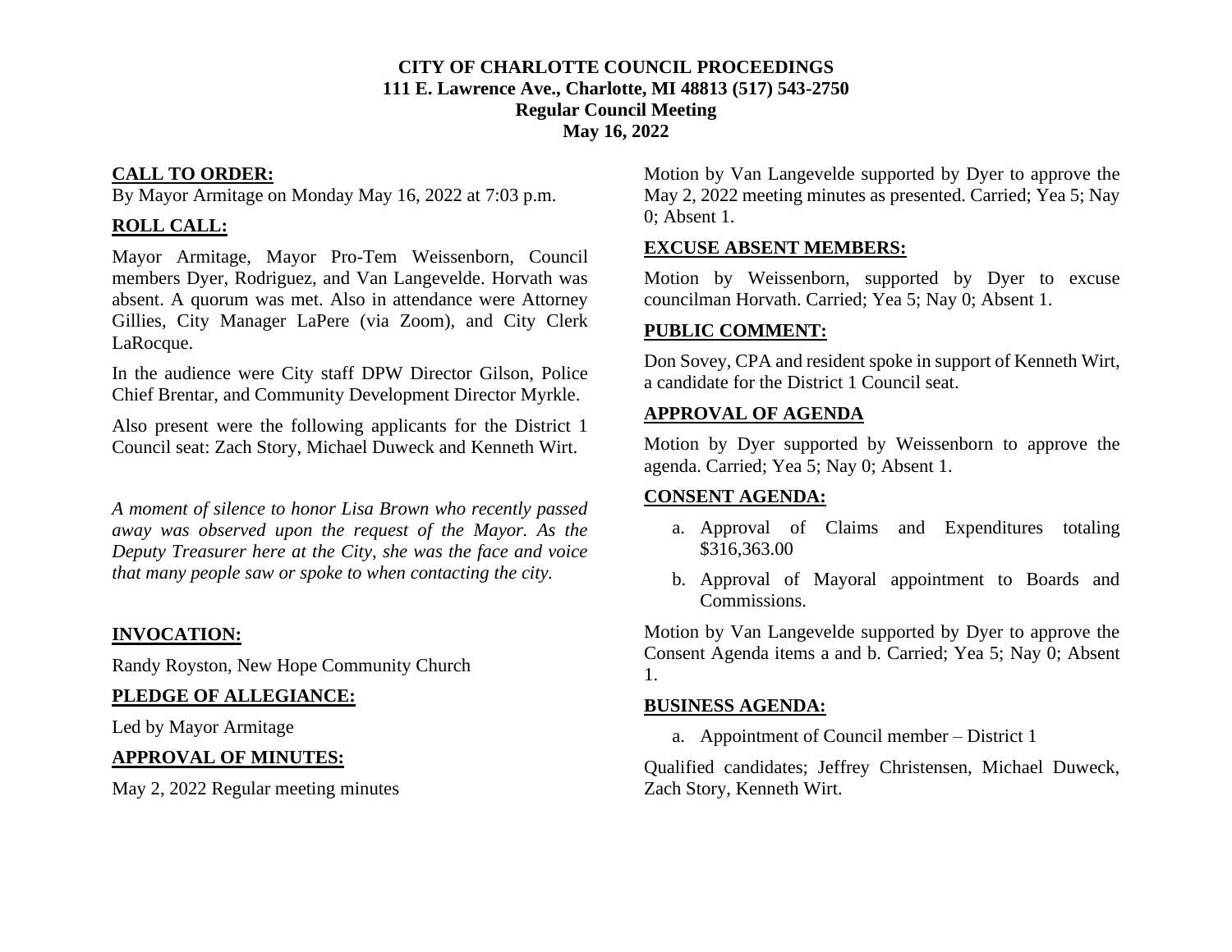**CITY OF CHARLOTTE COUNCIL PROCEEDINGS**
**111 E. Lawrence Ave., Charlotte, MI 48813 (517) 543-2750**
**Regular Council Meeting**
**May 16, 2022**

## CALL TO ORDER:

By Mayor Armitage on Monday May 16, 2022 at 7:03 p.m.

## ROLL CALL:

Mayor Armitage, Mayor Pro-Tem Weissenborn, Council members Dyer, Rodriguez, and Van Langevelde. Horvath was absent. A quorum was met. Also in attendance were Attorney Gillies, City Manager LaPere (via Zoom), and City Clerk LaRocque.

In the audience were City staff DPW Director Gilson, Police Chief Brentar, and Community Development Director Myrkle.

Also present were the following applicants for the District 1 Council seat: Zach Story, Michael Duweck and Kenneth Wirt.

*A moment of silence to honor Lisa Brown who recently passed away was observed upon the request of the Mayor. As the Deputy Treasurer here at the City, she was the face and voice that many people saw or spoke to when contacting the city.*

## INVOCATION:

Randy Royston, New Hope Community Church

## PLEDGE OF ALLEGIANCE:

Led by Mayor Armitage

## APPROVAL OF MINUTES:

May 2, 2022 Regular meeting minutes

Motion by Van Langevelde supported by Dyer to approve the May 2, 2022 meeting minutes as presented. Carried; Yea 5; Nay 0; Absent 1.

## EXCUSE ABSENT MEMBERS:

Motion by Weissenborn, supported by Dyer to excuse councilman Horvath. Carried; Yea 5; Nay 0; Absent 1.

## PUBLIC COMMENT:

Don Sovey, CPA and resident spoke in support of Kenneth Wirt, a candidate for the District 1 Council seat.

## APPROVAL OF AGENDA

Motion by Dyer supported by Weissenborn to approve the agenda. Carried; Yea 5; Nay 0; Absent 1.

## CONSENT AGENDA:

a. Approval of Claims and Expenditures totaling $316,363.00
b. Approval of Mayoral appointment to Boards and Commissions.

Motion by Van Langevelde supported by Dyer to approve the Consent Agenda items a and b. Carried; Yea 5; Nay 0; Absent 1.

## BUSINESS AGENDA:

a. Appointment of Council member – District 1

Qualified candidates; Jeffrey Christensen, Michael Duweck, Zach Story, Kenneth Wirt.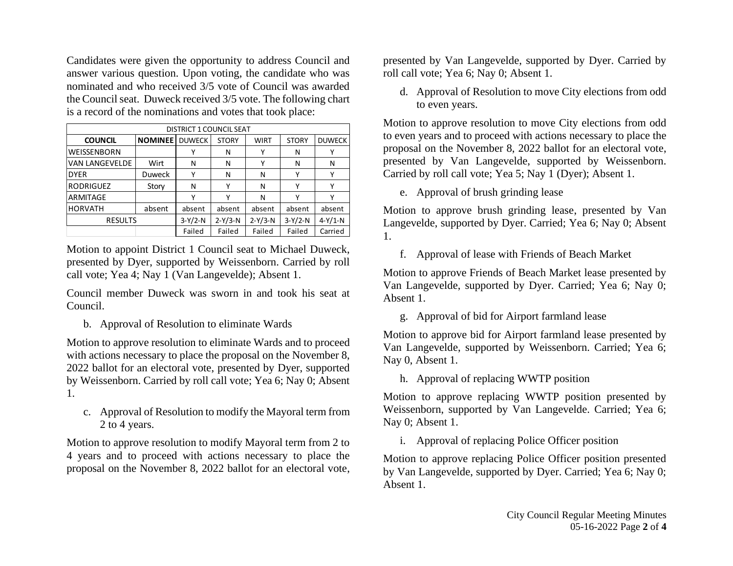Candidates were given the opportunity to address Council and answer various question. Upon voting, the candidate who was nominated and who received 3/5 vote of Council was awarded the Council seat. Duweck received 3/5 vote. The following chart is a record of the nominations and votes that took place:

| DISTRICT 1 COUNCIL SEAT | | | | | | |
|---|---|---|---|---|---|---|
| **COUNCIL** | **NOMINEE** | DUWECK | STORY | WIRT | STORY | DUWECK |
| WEISSENBORN | | Y | N | Y | N | Y |
| VAN LANGEVELDE | Wirt | N | N | Y | N | N |
| DYER | Duweck | Y | N | N | Y | Y |
| RODRIGUEZ | Story | N | Y | N | Y | Y |
| ARMITAGE | | Y | Y | N | Y | Y |
| HORVATH | absent | absent | absent | absent | absent | absent |
| RESULTS | | 3-Y/2-N | 2-Y/3-N | 2-Y/3-N | 3-Y/2-N | 4-Y/1-N |
| | | Failed | Failed | Failed | Failed | Carried |

Motion to appoint District 1 Council seat to Michael Duweck, presented by Dyer, supported by Weissenborn. Carried by roll call vote; Yea 4; Nay 1 (Van Langevelde); Absent 1.

Council member Duweck was sworn in and took his seat at Council.

b. Approval of Resolution to eliminate Wards

Motion to approve resolution to eliminate Wards and to proceed with actions necessary to place the proposal on the November 8, 2022 ballot for an electoral vote, presented by Dyer, supported by Weissenborn. Carried by roll call vote; Yea 6; Nay 0; Absent 1.

c. Approval of Resolution to modify the Mayoral term from 2 to 4 years.

Motion to approve resolution to modify Mayoral term from 2 to 4 years and to proceed with actions necessary to place the proposal on the November 8, 2022 ballot for an electoral vote, presented by Van Langevelde, supported by Dyer. Carried by roll call vote; Yea 6; Nay 0; Absent 1.

d. Approval of Resolution to move City elections from odd to even years.

Motion to approve resolution to move City elections from odd to even years and to proceed with actions necessary to place the proposal on the November 8, 2022 ballot for an electoral vote, presented by Van Langevelde, supported by Weissenborn. Carried by roll call vote; Yea 5; Nay 1 (Dyer); Absent 1.

e. Approval of brush grinding lease

Motion to approve brush grinding lease, presented by Van Langevelde, supported by Dyer. Carried; Yea 6; Nay 0; Absent 1.

f. Approval of lease with Friends of Beach Market

Motion to approve Friends of Beach Market lease presented by Van Langevelde, supported by Dyer. Carried; Yea 6; Nay 0; Absent 1.

g. Approval of bid for Airport farmland lease

Motion to approve bid for Airport farmland lease presented by Van Langevelde, supported by Weissenborn. Carried; Yea 6; Nay 0, Absent 1.

h. Approval of replacing WWTP position

Motion to approve replacing WWTP position presented by Weissenborn, supported by Van Langevelde. Carried; Yea 6; Nay 0; Absent 1.

i. Approval of replacing Police Officer position

Motion to approve replacing Police Officer position presented by Van Langevelde, supported by Dyer. Carried; Yea 6; Nay 0; Absent 1.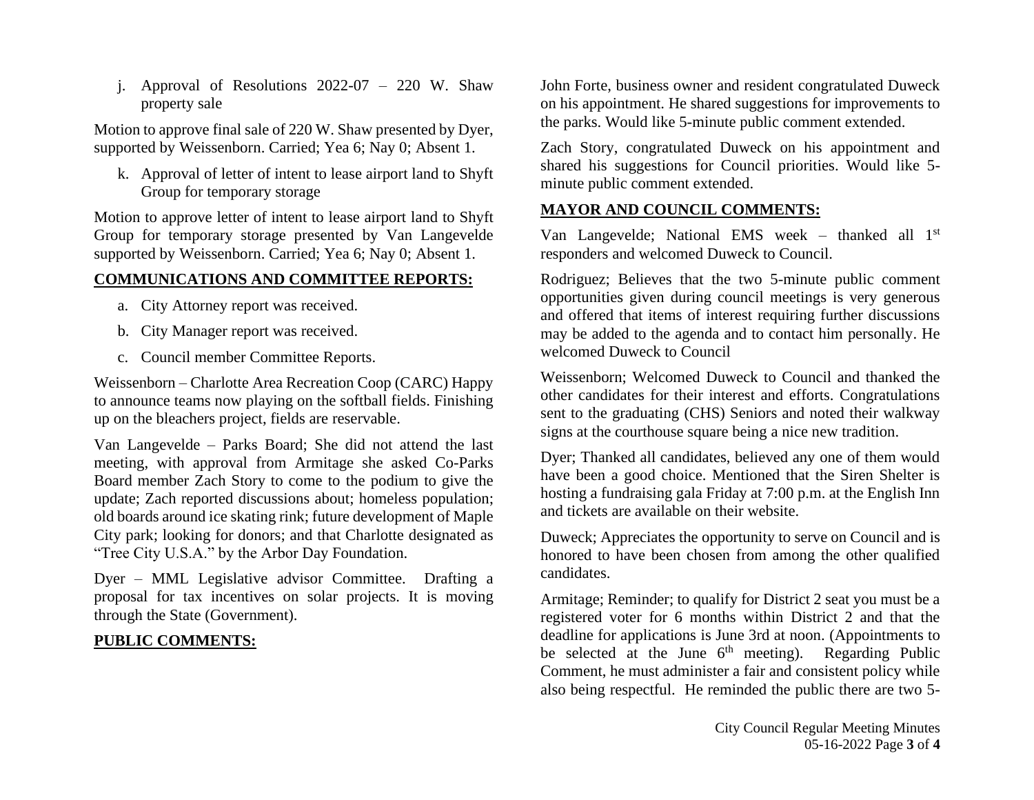j. Approval of Resolutions 2022-07 – 220 W. Shaw property sale

Motion to approve final sale of 220 W. Shaw presented by Dyer, supported by Weissenborn. Carried; Yea 6; Nay 0; Absent 1.

k. Approval of letter of intent to lease airport land to Shyft Group for temporary storage

Motion to approve letter of intent to lease airport land to Shyft Group for temporary storage presented by Van Langevelde supported by Weissenborn. Carried; Yea 6; Nay 0; Absent 1.

**COMMUNICATIONS AND COMMITTEE REPORTS:**

a. City Attorney report was received.

b. City Manager report was received.

c. Council member Committee Reports.

Weissenborn – Charlotte Area Recreation Coop (CARC) Happy to announce teams now playing on the softball fields. Finishing up on the bleachers project, fields are reservable.

Van Langevelde – Parks Board; She did not attend the last meeting, with approval from Armitage she asked Co-Parks Board member Zach Story to come to the podium to give the update; Zach reported discussions about; homeless population; old boards around ice skating rink; future development of Maple City park; looking for donors; and that Charlotte designated as "Tree City U.S.A." by the Arbor Day Foundation.

Dyer – MML Legislative advisor Committee. Drafting a proposal for tax incentives on solar projects. It is moving through the State (Government).

**PUBLIC COMMENTS:**

John Forte, business owner and resident congratulated Duweck on his appointment. He shared suggestions for improvements to the parks. Would like 5-minute public comment extended.

Zach Story, congratulated Duweck on his appointment and shared his suggestions for Council priorities. Would like 5-minute public comment extended.

**MAYOR AND COUNCIL COMMENTS:**

Van Langevelde; National EMS week – thanked all 1st responders and welcomed Duweck to Council.

Rodriguez; Believes that the two 5-minute public comment opportunities given during council meetings is very generous and offered that items of interest requiring further discussions may be added to the agenda and to contact him personally. He welcomed Duweck to Council

Weissenborn; Welcomed Duweck to Council and thanked the other candidates for their interest and efforts. Congratulations sent to the graduating (CHS) Seniors and noted their walkway signs at the courthouse square being a nice new tradition.

Dyer; Thanked all candidates, believed any one of them would have been a good choice. Mentioned that the Siren Shelter is hosting a fundraising gala Friday at 7:00 p.m. at the English Inn and tickets are available on their website.

Duweck; Appreciates the opportunity to serve on Council and is honored to have been chosen from among the other qualified candidates.

Armitage; Reminder; to qualify for District 2 seat you must be a registered voter for 6 months within District 2 and that the deadline for applications is June 3rd at noon. (Appointments to be selected at the June 6th meeting). Regarding Public Comment, he must administer a fair and consistent policy while also being respectful. He reminded the public there are two 5-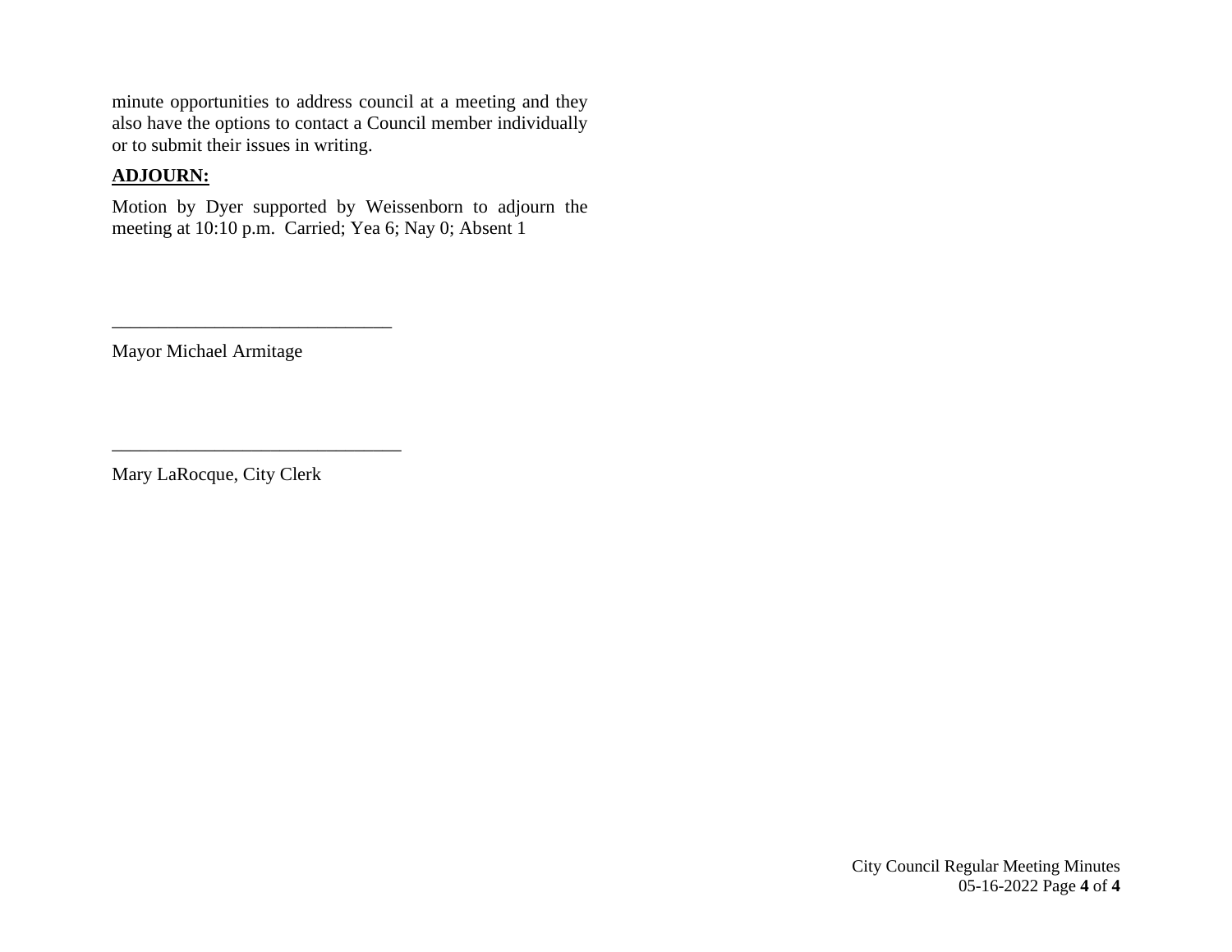minute opportunities to address council at a meeting and they also have the options to contact a Council member individually or to submit their issues in writing.

**ADJOURN:**

Motion by Dyer supported by Weissenborn to adjourn the meeting at 10:10 p.m. Carried; Yea 6; Nay 0; Absent 1

______________________________

Mayor Michael Armitage

_______________________________

Mary LaRocque, City Clerk